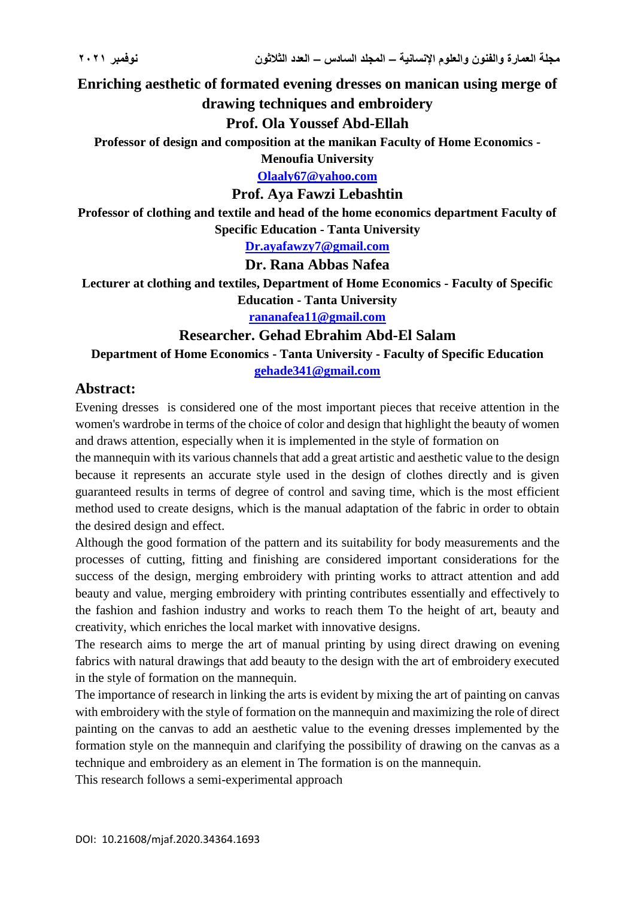# Enriching aesthetic of formated evening dresses on manican using merge of drawing techniques and embroidery

## Prof. Ola Youssef Abd-Ellah

**Professor of design and composition at the manikan Faculty of Home Economics - Menoufia University**

**Olaaly67@yahoo.com**

## Prof. Aya Fawzi Lebashtin

**Professor of clothing and textile and head of the home economics department Faculty of Specific Education - Tanta University**

**Dr.ayafawzy7@gmail.com**

## Dr. Rana Abbas Nafea

**Lecturer at clothing and textiles, Department of Home Economics - Faculty of Specific Education - Tanta University**

**rananafea11@gmail.com**

## Researcher. Gehad Ebrahim Abd-El Salam

**Department of Home Economics - Tanta University - Faculty of Specific Education**

**gehade341@gmail.com**

## Abstract:

Evening dresses is considered one of the most important pieces that receive attention in the women's wardrobe in terms of the choice of color and design that highlight the beauty of women and draws attention, especially when it is implemented in the style of formation on the mannequin with its various channels that add a great artistic and aesthetic value to the design because it represents an accurate style used in the design of clothes directly and is given guaranteed results in terms of degree of control and saving time, which is the most efficient method used to create designs, which is the manual adaptation of the fabric in order to obtain the desired design and effect.

Although the good formation of the pattern and its suitability for body measurements and the processes of cutting, fitting and finishing are considered important considerations for the success of the design, merging embroidery with printing works to attract attention and add beauty and value, merging embroidery with printing contributes essentially and effectively to the fashion and fashion industry and works to reach them To the height of art, beauty and creativity, which enriches the local market with innovative designs.

The research aims to merge the art of manual printing by using direct drawing on evening fabrics with natural drawings that add beauty to the design with the art of embroidery executed in the style of formation on the mannequin.

The importance of research in linking the arts is evident by mixing the art of painting on canvas with embroidery with the style of formation on the mannequin and maximizing the role of direct painting on the canvas to add an aesthetic value to the evening dresses implemented by the formation style on the mannequin and clarifying the possibility of drawing on the canvas as a technique and embroidery as an element in The formation is on the mannequin.

This research follows a semi-experimental approach

DOI: 10.21608/mjaf.2020.34364.1693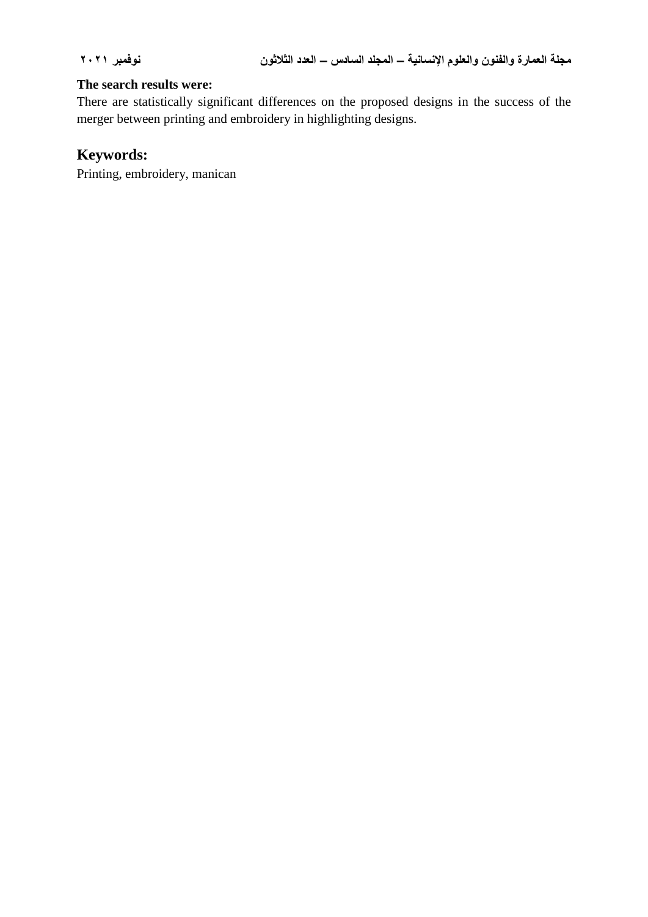**The search results were:**

There are statistically significant differences on the proposed designs in the success of the merger between printing and embroidery in highlighting designs.

## Keywords:

Printing, embroidery, manican